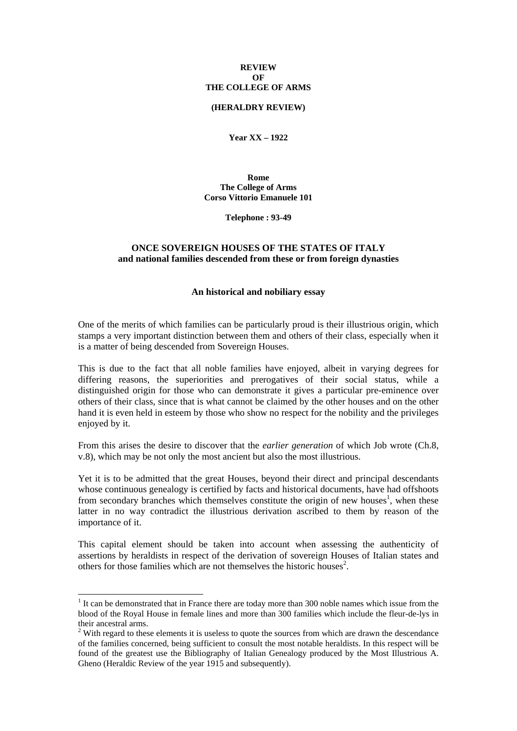**REVIEW**
**OF**
**THE COLLEGE OF ARMS**

**(HERALDRY REVIEW)**

**Year XX – 1922**

**Rome**
**The College of Arms**
**Corso Vittorio Emanuele 101**

**Telephone : 93-49**

# ONCE SOVEREIGN HOUSES OF THE STATES OF ITALY
## and national families descended from these or from foreign dynasties

### An historical and nobiliary essay

One of the merits of which families can be particularly proud is their illustrious origin, which stamps a very important distinction between them and others of their class, especially when it is a matter of being descended from Sovereign Houses.

This is due to the fact that all noble families have enjoyed, albeit in varying degrees for differing reasons, the superiorities and prerogatives of their social status, while a distinguished origin for those who can demonstrate it gives a particular pre-eminence over others of their class, since that is what cannot be claimed by the other houses and on the other hand it is even held in esteem by those who show no respect for the nobility and the privileges enjoyed by it.

From this arises the desire to discover that the *earlier generation* of which Job wrote (Ch.8, v.8), which may be not only the most ancient but also the most illustrious.

Yet it is to be admitted that the great Houses, beyond their direct and principal descendants whose continuous genealogy is certified by facts and historical documents, have had offshoots from secondary branches which themselves constitute the origin of new houses[1], when these latter in no way contradict the illustrious derivation ascribed to them by reason of the importance of it.

This capital element should be taken into account when assessing the authenticity of assertions by heraldists in respect of the derivation of sovereign Houses of Italian states and others for those families which are not themselves the historic houses[2].

---

[1] It can be demonstrated that in France there are today more than 300 noble names which issue from the blood of the Royal House in female lines and more than 300 families which include the fleur-de-lys in their ancestral arms.

[2] With regard to these elements it is useless to quote the sources from which are drawn the descendance of the families concerned, being sufficient to consult the most notable heraldists. In this respect will be found of the greatest use the Bibliography of Italian Genealogy produced by the Most Illustrious A. Gheno (Heraldic Review of the year 1915 and subsequently).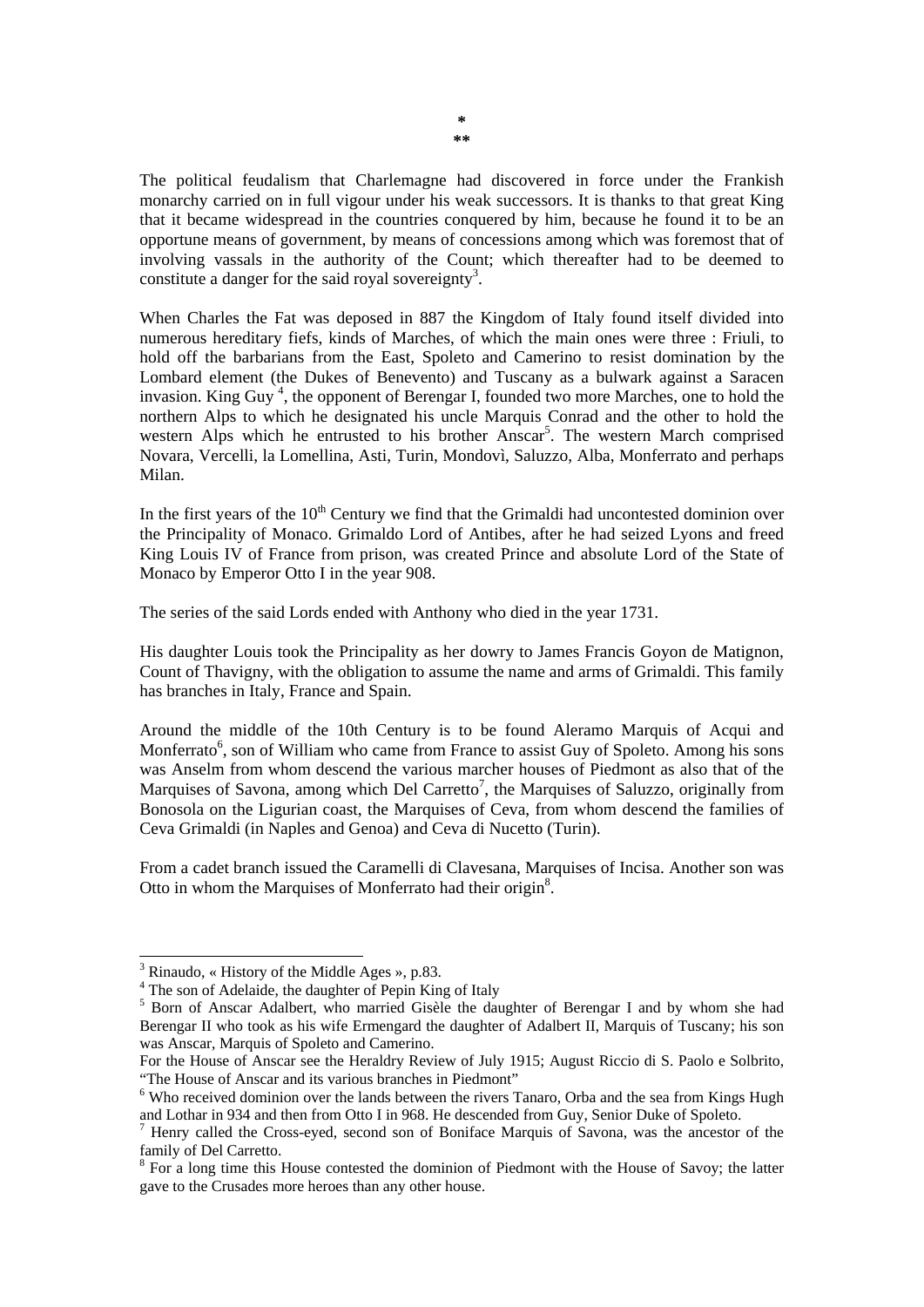\*
\*\*

The political feudalism that Charlemagne had discovered in force under the Frankish monarchy carried on in full vigour under his weak successors. It is thanks to that great King that it became widespread in the countries conquered by him, because he found it to be an opportune means of government, by means of concessions among which was foremost that of involving vassals in the authority of the Count; which thereafter had to be deemed to constitute a danger for the said royal sovereignty[3].

When Charles the Fat was deposed in 887 the Kingdom of Italy found itself divided into numerous hereditary fiefs, kinds of Marches, of which the main ones were three : Friuli, to hold off the barbarians from the East, Spoleto and Camerino to resist domination by the Lombard element (the Dukes of Benevento) and Tuscany as a bulwark against a Saracen invasion. King Guy [4], the opponent of Berengar I, founded two more Marches, one to hold the northern Alps to which he designated his uncle Marquis Conrad and the other to hold the western Alps which he entrusted to his brother Anscar[5]. The western March comprised Novara, Vercelli, la Lomellina, Asti, Turin, Mondovì, Saluzzo, Alba, Monferrato and perhaps Milan.

In the first years of the 10th Century we find that the Grimaldi had uncontested dominion over the Principality of Monaco. Grimaldo Lord of Antibes, after he had seized Lyons and freed King Louis IV of France from prison, was created Prince and absolute Lord of the State of Monaco by Emperor Otto I in the year 908.

The series of the said Lords ended with Anthony who died in the year 1731.

His daughter Louis took the Principality as her dowry to James Francis Goyon de Matignon, Count of Thavigny, with the obligation to assume the name and arms of Grimaldi. This family has branches in Italy, France and Spain.

Around the middle of the 10th Century is to be found Aleramo Marquis of Acqui and Monferrato[6], son of William who came from France to assist Guy of Spoleto. Among his sons was Anselm from whom descend the various marcher houses of Piedmont as also that of the Marquises of Savona, among which Del Carretto[7], the Marquises of Saluzzo, originally from Bonosola on the Ligurian coast, the Marquises of Ceva, from whom descend the families of Ceva Grimaldi (in Naples and Genoa) and Ceva di Nucetto (Turin).

From a cadet branch issued the Caramelli di Clavesana, Marquises of Incisa. Another son was Otto in whom the Marquises of Monferrato had their origin[8].

---

[3] Rinaudo, « History of the Middle Ages », p.83.

[4] The son of Adelaide, the daughter of Pepin King of Italy

[5] Born of Anscar Adalbert, who married Gisèle the daughter of Berengar I and by whom she had Berengar II who took as his wife Ermengard the daughter of Adalbert II, Marquis of Tuscany; his son was Anscar, Marquis of Spoleto and Camerino.
For the House of Anscar see the Heraldry Review of July 1915; August Riccio di S. Paolo e Solbrito, "The House of Anscar and its various branches in Piedmont"

[6] Who received dominion over the lands between the rivers Tanaro, Orba and the sea from Kings Hugh and Lothar in 934 and then from Otto I in 968. He descended from Guy, Senior Duke of Spoleto.

[7] Henry called the Cross-eyed, second son of Boniface Marquis of Savona, was the ancestor of the family of Del Carretto.

[8] For a long time this House contested the dominion of Piedmont with the House of Savoy; the latter gave to the Crusades more heroes than any other house.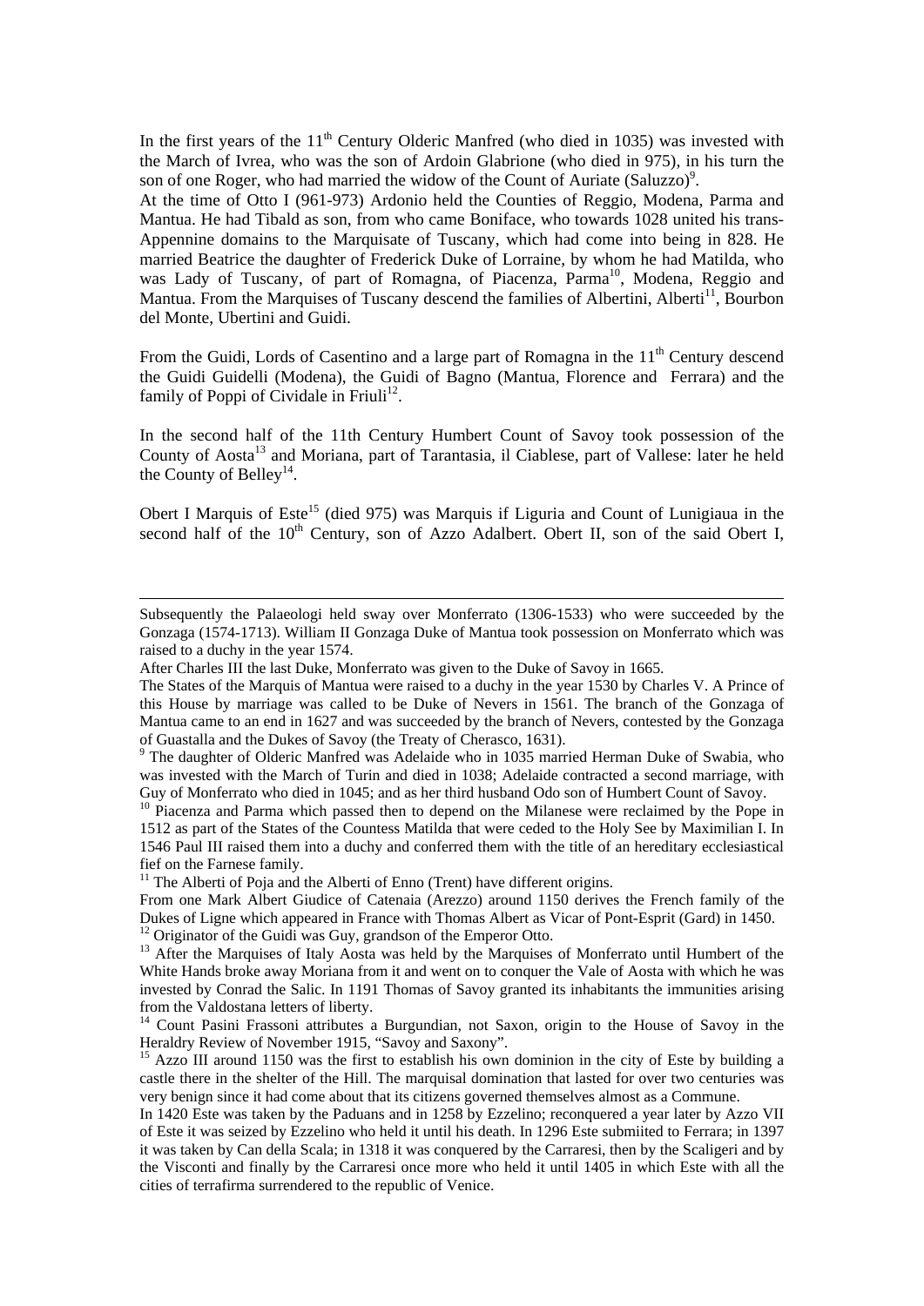In the first years of the 11th Century Olderic Manfred (who died in 1035) was invested with the March of Ivrea, who was the son of Ardoin Glabrione (who died in 975), in his turn the son of one Roger, who had married the widow of the Count of Auriate (Saluzzo)[9].

At the time of Otto I (961-973) Ardonio held the Counties of Reggio, Modena, Parma and Mantua. He had Tibald as son, from who came Boniface, who towards 1028 united his trans-Appennine domains to the Marquisate of Tuscany, which had come into being in 828. He married Beatrice the daughter of Frederick Duke of Lorraine, by whom he had Matilda, who was Lady of Tuscany, of part of Romagna, of Piacenza, Parma[10], Modena, Reggio and Mantua. From the Marquises of Tuscany descend the families of Albertini, Alberti[11], Bourbon del Monte, Ubertini and Guidi.

From the Guidi, Lords of Casentino and a large part of Romagna in the 11th Century descend the Guidi Guidelli (Modena), the Guidi of Bagno (Mantua, Florence and Ferrara) and the family of Poppi of Cividale in Friuli[12].

In the second half of the 11th Century Humbert Count of Savoy took possession of the County of Aosta[13] and Moriana, part of Tarantasia, il Ciablese, part of Vallese: later he held the County of Belley[14].

Obert I Marquis of Este[15] (died 975) was Marquis if Liguria and Count of Lunigiaua in the second half of the 10th Century, son of Azzo Adalbert. Obert II, son of the said Obert I,

---

Subsequently the Palaeologi held sway over Monferrato (1306-1533) who were succeeded by the Gonzaga (1574-1713). William II Gonzaga Duke of Mantua took possession on Monferrato which was raised to a duchy in the year 1574.

After Charles III the last Duke, Monferrato was given to the Duke of Savoy in 1665.

The States of the Marquis of Mantua were raised to a duchy in the year 1530 by Charles V. A Prince of this House by marriage was called to be Duke of Nevers in 1561. The branch of the Gonzaga of Mantua came to an end in 1627 and was succeeded by the branch of Nevers, contested by the Gonzaga of Guastalla and the Dukes of Savoy (the Treaty of Cherasco, 1631).

[9] The daughter of Olderic Manfred was Adelaide who in 1035 married Herman Duke of Swabia, who was invested with the March of Turin and died in 1038; Adelaide contracted a second marriage, with Guy of Monferrato who died in 1045; and as her third husband Odo son of Humbert Count of Savoy.

[10] Piacenza and Parma which passed then to depend on the Milanese were reclaimed by the Pope in 1512 as part of the States of the Countess Matilda that were ceded to the Holy See by Maximilian I. In 1546 Paul III raised them into a duchy and conferred them with the title of an hereditary ecclesiastical fief on the Farnese family.

[11] The Alberti of Poja and the Alberti of Enno (Trent) have different origins.

From one Mark Albert Giudice of Catenaia (Arezzo) around 1150 derives the French family of the Dukes of Ligne which appeared in France with Thomas Albert as Vicar of Pont-Esprit (Gard) in 1450.

[12] Originator of the Guidi was Guy, grandson of the Emperor Otto.

[13] After the Marquises of Italy Aosta was held by the Marquises of Monferrato until Humbert of the White Hands broke away Moriana from it and went on to conquer the Vale of Aosta with which he was invested by Conrad the Salic. In 1191 Thomas of Savoy granted its inhabitants the immunities arising from the Valdostana letters of liberty.

[14] Count Pasini Frassoni attributes a Burgundian, not Saxon, origin to the House of Savoy in the Heraldry Review of November 1915, "Savoy and Saxony".

[15] Azzo III around 1150 was the first to establish his own dominion in the city of Este by building a castle there in the shelter of the Hill. The marquisal domination that lasted for over two centuries was very benign since it had come about that its citizens governed themselves almost as a Commune.

In 1420 Este was taken by the Paduans and in 1258 by Ezzelino; reconquered a year later by Azzo VII of Este it was seized by Ezzelino who held it until his death. In 1296 Este submiited to Ferrara; in 1397 it was taken by Can della Scala; in 1318 it was conquered by the Carraresi, then by the Scaligeri and by the Visconti and finally by the Carraresi once more who held it until 1405 in which Este with all the cities of terrafirma surrendered to the republic of Venice.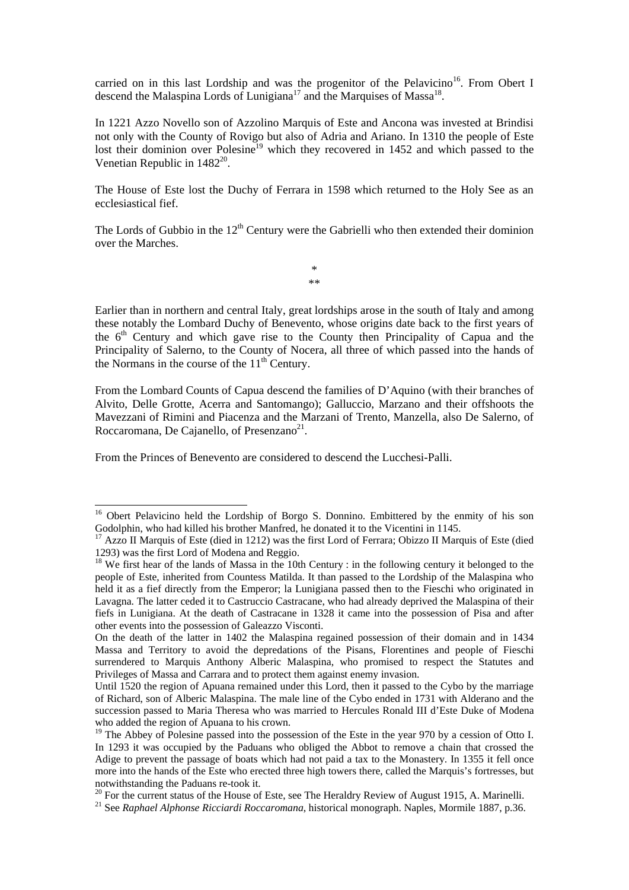carried on in this last Lordship and was the progenitor of the Pelavicino[16]. From Obert I descend the Malaspina Lords of Lunigiana[17] and the Marquises of Massa[18].

In 1221 Azzo Novello son of Azzolino Marquis of Este and Ancona was invested at Brindisi not only with the County of Rovigo but also of Adria and Ariano. In 1310 the people of Este lost their dominion over Polesine[19] which they recovered in 1452 and which passed to the Venetian Republic in 1482[20].

The House of Este lost the Duchy of Ferrara in 1598 which returned to the Holy See as an ecclesiastical fief.

The Lords of Gubbio in the 12th Century were the Gabrielli who then extended their dominion over the Marches.

\*
\*\*

Earlier than in northern and central Italy, great lordships arose in the south of Italy and among these notably the Lombard Duchy of Benevento, whose origins date back to the first years of the 6th Century and which gave rise to the County then Principality of Capua and the Principality of Salerno, to the County of Nocera, all three of which passed into the hands of the Normans in the course of the 11th Century.

From the Lombard Counts of Capua descend the families of D'Aquino (with their branches of Alvito, Delle Grotte, Acerra and Santomango); Galluccio, Marzano and their offshoots the Mavezzani of Rimini and Piacenza and the Marzani of Trento, Manzella, also De Salerno, of Roccaromana, De Cajanello, of Presenzano[21].

From the Princes of Benevento are considered to descend the Lucchesi-Palli.

---

[16] Obert Pelavicino held the Lordship of Borgo S. Donnino. Embittered by the enmity of his son Godolphin, who had killed his brother Manfred, he donated it to the Vicentini in 1145.

[17] Azzo II Marquis of Este (died in 1212) was the first Lord of Ferrara; Obizzo II Marquis of Este (died 1293) was the first Lord of Modena and Reggio.

[18] We first hear of the lands of Massa in the 10th Century : in the following century it belonged to the people of Este, inherited from Countess Matilda. It than passed to the Lordship of the Malaspina who held it as a fief directly from the Emperor; la Lunigiana passed then to the Fieschi who originated in Lavagna. The latter ceded it to Castruccio Castracane, who had already deprived the Malaspina of their fiefs in Lunigiana. At the death of Castracane in 1328 it came into the possession of Pisa and after other events into the possession of Galeazzo Visconti.

On the death of the latter in 1402 the Malaspina regained possession of their domain and in 1434 Massa and Territory to avoid the depredations of the Pisans, Florentines and people of Fieschi surrendered to Marquis Anthony Alberic Malaspina, who promised to respect the Statutes and Privileges of Massa and Carrara and to protect them against enemy invasion.

Until 1520 the region of Apuana remained under this Lord, then it passed to the Cybo by the marriage of Richard, son of Alberic Malaspina. The male line of the Cybo ended in 1731 with Alderano and the succession passed to Maria Theresa who was married to Hercules Ronald III d'Este Duke of Modena who added the region of Apuana to his crown.

[19] The Abbey of Polesine passed into the possession of the Este in the year 970 by a cession of Otto I. In 1293 it was occupied by the Paduans who obliged the Abbot to remove a chain that crossed the Adige to prevent the passage of boats which had not paid a tax to the Monastery. In 1355 it fell once more into the hands of the Este who erected three high towers there, called the Marquis's fortresses, but notwithstanding the Paduans re-took it.

[20] For the current status of the House of Este, see The Heraldry Review of August 1915, A. Marinelli.

[21] See *Raphael Alphonse Ricciardi Roccaromana*, historical monograph. Naples, Mormile 1887, p.36.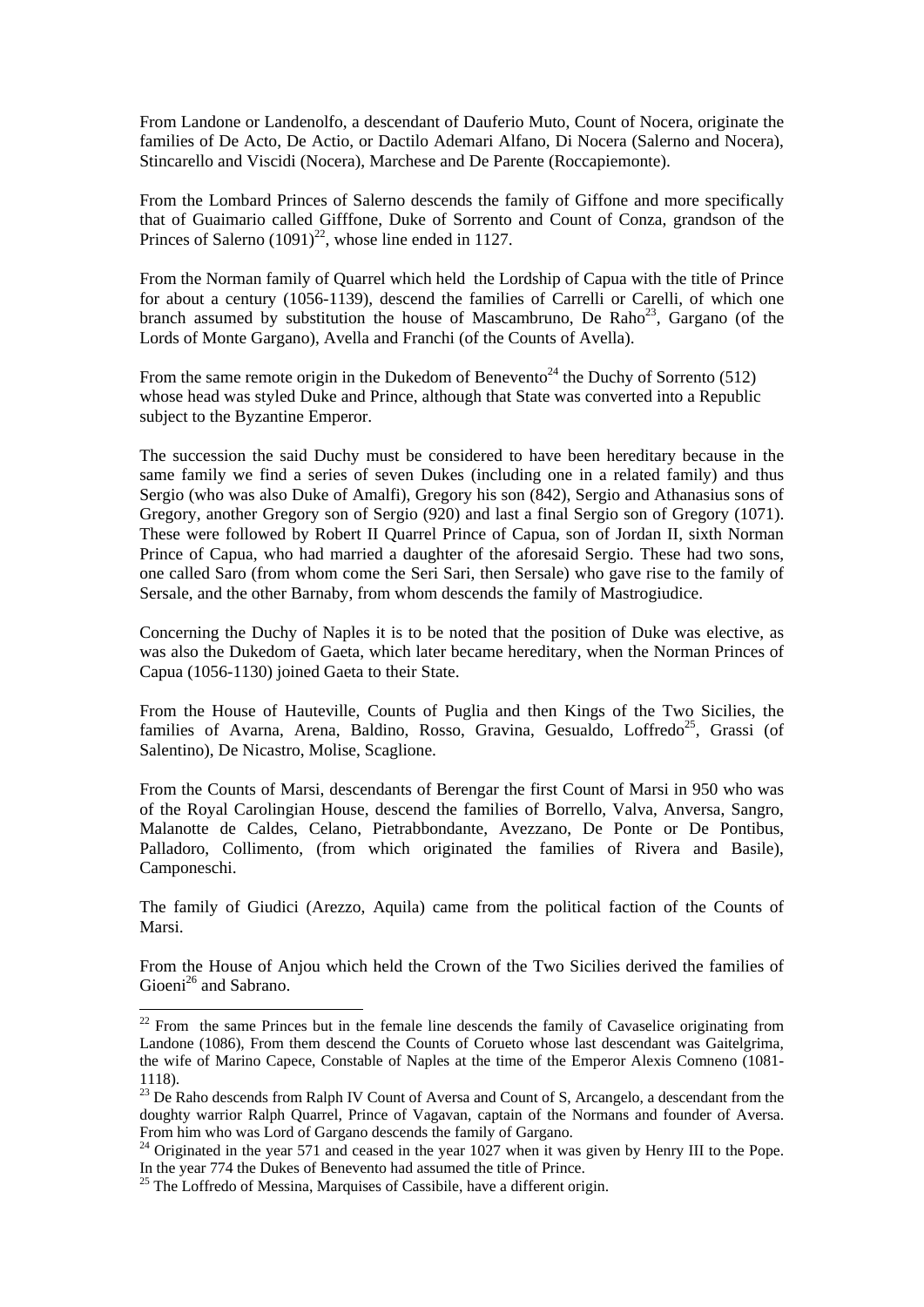From Landone or Landenolfo, a descendant of Dauferio Muto, Count of Nocera, originate the families of De Acto, De Actio, or Dactilo Ademari Alfano, Di Nocera (Salerno and Nocera), Stincarello and Viscidi (Nocera), Marchese and De Parente (Roccapiemonte).

From the Lombard Princes of Salerno descends the family of Giffone and more specifically that of Guaimario called Gifffone, Duke of Sorrento and Count of Conza, grandson of the Princes of Salerno (1091)[22], whose line ended in 1127.

From the Norman family of Quarrel which held the Lordship of Capua with the title of Prince for about a century (1056-1139), descend the families of Carrelli or Carelli, of which one branch assumed by substitution the house of Mascambruno, De Raho[23], Gargano (of the Lords of Monte Gargano), Avella and Franchi (of the Counts of Avella).

From the same remote origin in the Dukedom of Benevento[24] the Duchy of Sorrento (512) whose head was styled Duke and Prince, although that State was converted into a Republic subject to the Byzantine Emperor.

The succession the said Duchy must be considered to have been hereditary because in the same family we find a series of seven Dukes (including one in a related family) and thus Sergio (who was also Duke of Amalfi), Gregory his son (842), Sergio and Athanasius sons of Gregory, another Gregory son of Sergio (920) and last a final Sergio son of Gregory (1071). These were followed by Robert II Quarrel Prince of Capua, son of Jordan II, sixth Norman Prince of Capua, who had married a daughter of the aforesaid Sergio. These had two sons, one called Saro (from whom come the Seri Sari, then Sersale) who gave rise to the family of Sersale, and the other Barnaby, from whom descends the family of Mastrogiudice.

Concerning the Duchy of Naples it is to be noted that the position of Duke was elective, as was also the Dukedom of Gaeta, which later became hereditary, when the Norman Princes of Capua (1056-1130) joined Gaeta to their State.

From the House of Hauteville, Counts of Puglia and then Kings of the Two Sicilies, the families of Avarna, Arena, Baldino, Rosso, Gravina, Gesualdo, Loffredo[25], Grassi (of Salentino), De Nicastro, Molise, Scaglione.

From the Counts of Marsi, descendants of Berengar the first Count of Marsi in 950 who was of the Royal Carolingian House, descend the families of Borrello, Valva, Anversa, Sangro, Malanotte de Caldes, Celano, Pietrabbondante, Avezzano, De Ponte or De Pontibus, Palladoro, Collimento, (from which originated the families of Rivera and Basile), Camponeschi.

The family of Giudici (Arezzo, Aquila) came from the political faction of the Counts of Marsi.

From the House of Anjou which held the Crown of the Two Sicilies derived the families of Gioeni[26] and Sabrano.

---

[22] From the same Princes but in the female line descends the family of Cavaselice originating from Landone (1086), From them descend the Counts of Corueto whose last descendant was Gaitelgrima, the wife of Marino Capece, Constable of Naples at the time of the Emperor Alexis Comneno (1081-1118).

[23] De Raho descends from Ralph IV Count of Aversa and Count of S, Arcangelo, a descendant from the doughty warrior Ralph Quarrel, Prince of Vagavan, captain of the Normans and founder of Aversa. From him who was Lord of Gargano descends the family of Gargano.

[24] Originated in the year 571 and ceased in the year 1027 when it was given by Henry III to the Pope. In the year 774 the Dukes of Benevento had assumed the title of Prince.

[25] The Loffredo of Messina, Marquises of Cassibile, have a different origin.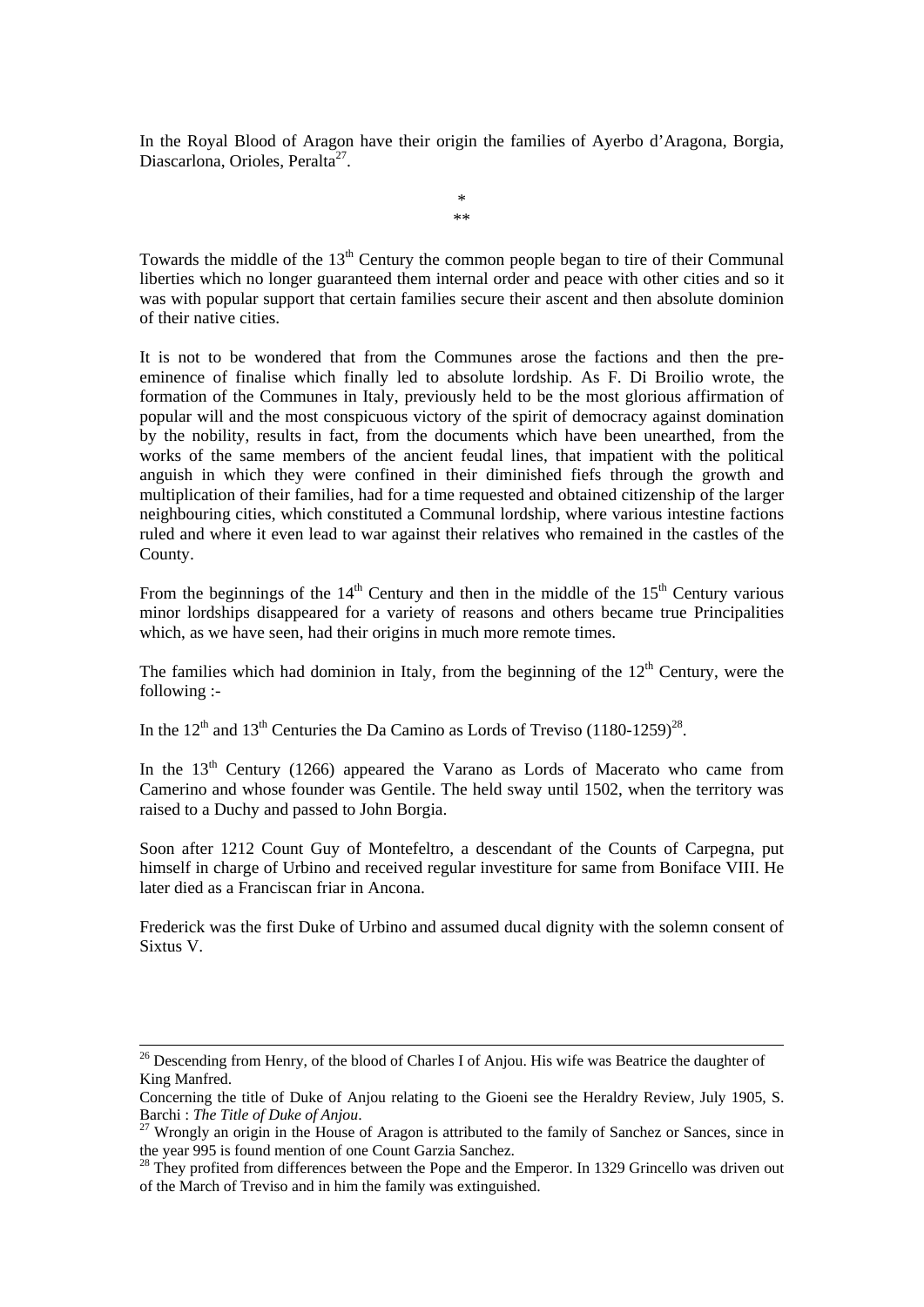In the Royal Blood of Aragon have their origin the families of Ayerbo d'Aragona, Borgia, Diascarlona, Orioles, Peralta[27].

\*
\*\*

Towards the middle of the 13th Century the common people began to tire of their Communal liberties which no longer guaranteed them internal order and peace with other cities and so it was with popular support that certain families secure their ascent and then absolute dominion of their native cities.

It is not to be wondered that from the Communes arose the factions and then the pre-eminence of finalise which finally led to absolute lordship. As F. Di Broilio wrote, the formation of the Communes in Italy, previously held to be the most glorious affirmation of popular will and the most conspicuous victory of the spirit of democracy against domination by the nobility, results in fact, from the documents which have been unearthed, from the works of the same members of the ancient feudal lines, that impatient with the political anguish in which they were confined in their diminished fiefs through the growth and multiplication of their families, had for a time requested and obtained citizenship of the larger neighbouring cities, which constituted a Communal lordship, where various intestine factions ruled and where it even lead to war against their relatives who remained in the castles of the County.

From the beginnings of the 14th Century and then in the middle of the 15th Century various minor lordships disappeared for a variety of reasons and others became true Principalities which, as we have seen, had their origins in much more remote times.

The families which had dominion in Italy, from the beginning of the 12th Century, were the following :-

In the 12th and 13th Centuries the Da Camino as Lords of Treviso (1180-1259)[28].

In the 13th Century (1266) appeared the Varano as Lords of Macerato who came from Camerino and whose founder was Gentile. The held sway until 1502, when the territory was raised to a Duchy and passed to John Borgia.

Soon after 1212 Count Guy of Montefeltro, a descendant of the Counts of Carpegna, put himself in charge of Urbino and received regular investiture for same from Boniface VIII. He later died as a Franciscan friar in Ancona.

Frederick was the first Duke of Urbino and assumed ducal dignity with the solemn consent of Sixtus V.

---

[26] Descending from Henry, of the blood of Charles I of Anjou. His wife was Beatrice the daughter of King Manfred.

Concerning the title of Duke of Anjou relating to the Gioeni see the Heraldry Review, July 1905, S. Barchi : *The Title of Duke of Anjou*.

[27] Wrongly an origin in the House of Aragon is attributed to the family of Sanchez or Sances, since in the year 995 is found mention of one Count Garzia Sanchez.

[28] They profited from differences between the Pope and the Emperor. In 1329 Grincello was driven out of the March of Treviso and in him the family was extinguished.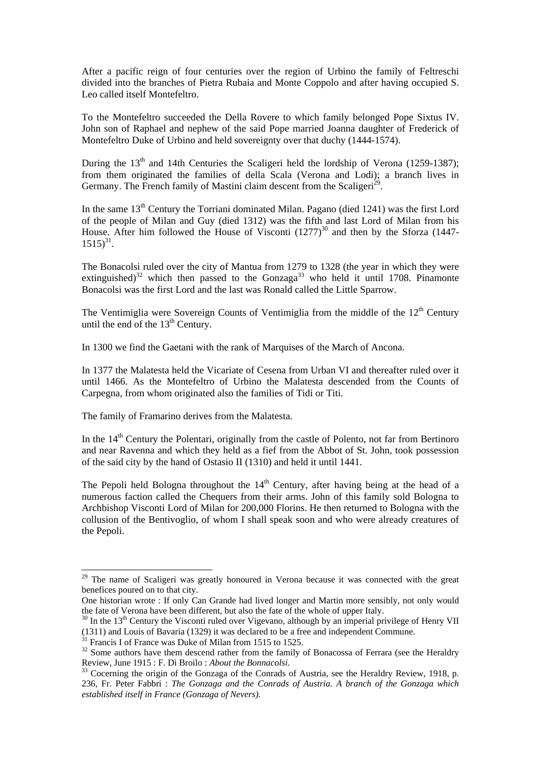After a pacific reign of four centuries over the region of Urbino the family of Feltreschi divided into the branches of Pietra Rubaia and Monte Coppolo and after having occupied S. Leo called itself Montefeltro.

To the Montefeltro succeeded the Della Rovere to which family belonged Pope Sixtus IV. John son of Raphael and nephew of the said Pope married Joanna daughter of Frederick of Montefeltro Duke of Urbino and held sovereignty over that duchy (1444-1574).

During the 13th and 14th Centuries the Scaligeri held the lordship of Verona (1259-1387); from them originated the families of della Scala (Verona and Lodi); a branch lives in Germany. The French family of Mastini claim descent from the Scaligeri[29].

In the same 13th Century the Torriani dominated Milan. Pagano (died 1241) was the first Lord of the people of Milan and Guy (died 1312) was the fifth and last Lord of Milan from his House. After him followed the House of Visconti (1277)[30] and then by the Sforza (1447-1515)[31].

The Bonacolsi ruled over the city of Mantua from 1279 to 1328 (the year in which they were extinguished)[32] which then passed to the Gonzaga[33] who held it until 1708. Pinamonte Bonacolsi was the first Lord and the last was Ronald called the Little Sparrow.

The Ventimiglia were Sovereign Counts of Ventimiglia from the middle of the 12th Century until the end of the 13th Century.

In 1300 we find the Gaetani with the rank of Marquises of the March of Ancona.

In 1377 the Malatesta held the Vicariate of Cesena from Urban VI and thereafter ruled over it until 1466. As the Montefeltro of Urbino the Malatesta descended from the Counts of Carpegna, from whom originated also the families of Tidi or Titi.

The family of Framarino derives from the Malatesta.

In the 14th Century the Polentari, originally from the castle of Polento, not far from Bertinoro and near Ravenna and which they held as a fief from the Abbot of St. John, took possession of the said city by the hand of Ostasio II (1310) and held it until 1441.

The Pepoli held Bologna throughout the 14th Century, after having being at the head of a numerous faction called the Chequers from their arms. John of this family sold Bologna to Archbishop Visconti Lord of Milan for 200,000 Florins. He then returned to Bologna with the collusion of the Bentivoglio, of whom I shall speak soon and who were already creatures of the Pepoli.

---

[29] The name of Scaligeri was greatly honoured in Verona because it was connected with the great benefices poured on to that city.
One historian wrote : If only Can Grande had lived longer and Martin more sensibly, not only would the fate of Verona have been different, but also the fate of the whole of upper Italy.

[30] In the 13th Century the Visconti ruled over Vigevano, although by an imperial privilege of Henry VII (1311) and Louis of Bavaria (1329) it was declared to be a free and independent Commune.

[31] Francis I of France was Duke of Milan from 1515 to 1525.

[32] Some authors have them descend rather from the family of Bonacossa of Ferrara (see the Heraldry Review, June 1915 : F. Di Broilo : *About the Bonnacolsi.*

[33] Cocerning the origin of the Gonzaga of the Conrads of Austria, see the Heraldry Review, 1918, p. 236, Fr. Peter Fabbri : *The Gonzaga and the Conrads of Austria. A branch of the Gonzaga which established itself in France (Gonzaga of Nevers).*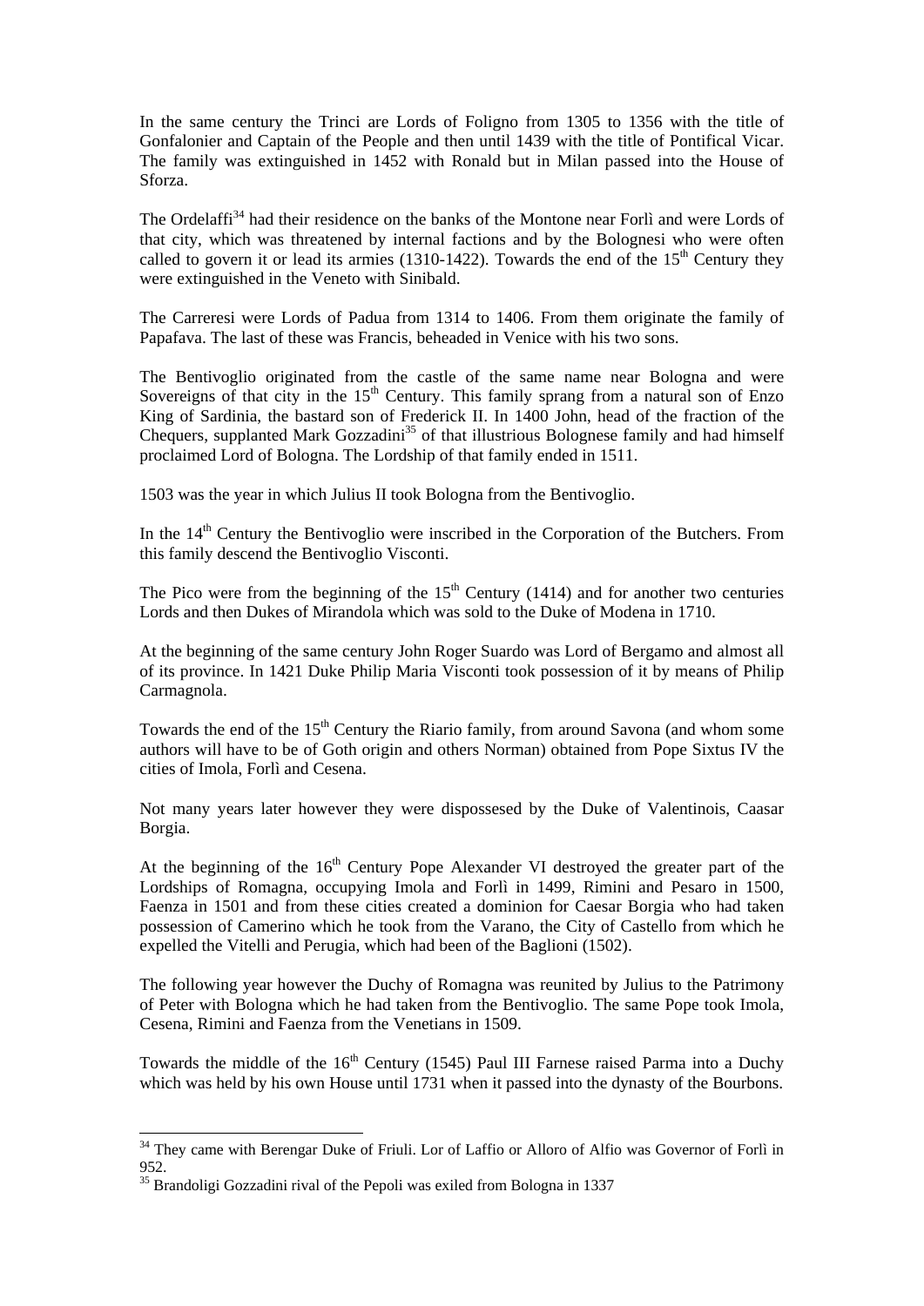In the same century the Trinci are Lords of Foligno from 1305 to 1356 with the title of Gonfalonier and Captain of the People and then until 1439 with the title of Pontifical Vicar. The family was extinguished in 1452 with Ronald but in Milan passed into the House of Sforza.

The Ordelaffi[34] had their residence on the banks of the Montone near Forlì and were Lords of that city, which was threatened by internal factions and by the Bolognesi who were often called to govern it or lead its armies (1310-1422). Towards the end of the 15th Century they were extinguished in the Veneto with Sinibald.

The Carreresi were Lords of Padua from 1314 to 1406. From them originate the family of Papafava. The last of these was Francis, beheaded in Venice with his two sons.

The Bentivoglio originated from the castle of the same name near Bologna and were Sovereigns of that city in the 15th Century. This family sprang from a natural son of Enzo King of Sardinia, the bastard son of Frederick II. In 1400 John, head of the fraction of the Chequers, supplanted Mark Gozzadini[35] of that illustrious Bolognese family and had himself proclaimed Lord of Bologna. The Lordship of that family ended in 1511.

1503 was the year in which Julius II took Bologna from the Bentivoglio.

In the 14th Century the Bentivoglio were inscribed in the Corporation of the Butchers. From this family descend the Bentivoglio Visconti.

The Pico were from the beginning of the 15th Century (1414) and for another two centuries Lords and then Dukes of Mirandola which was sold to the Duke of Modena in 1710.

At the beginning of the same century John Roger Suardo was Lord of Bergamo and almost all of its province. In 1421 Duke Philip Maria Visconti took possession of it by means of Philip Carmagnola.

Towards the end of the 15th Century the Riario family, from around Savona (and whom some authors will have to be of Goth origin and others Norman) obtained from Pope Sixtus IV the cities of Imola, Forlì and Cesena.

Not many years later however they were dispossesed by the Duke of Valentinois, Caasar Borgia.

At the beginning of the 16th Century Pope Alexander VI destroyed the greater part of the Lordships of Romagna, occupying Imola and Forlì in 1499, Rimini and Pesaro in 1500, Faenza in 1501 and from these cities created a dominion for Caesar Borgia who had taken possession of Camerino which he took from the Varano, the City of Castello from which he expelled the Vitelli and Perugia, which had been of the Baglioni (1502).

The following year however the Duchy of Romagna was reunited by Julius to the Patrimony of Peter with Bologna which he had taken from the Bentivoglio. The same Pope took Imola, Cesena, Rimini and Faenza from the Venetians in 1509.

Towards the middle of the 16th Century (1545) Paul III Farnese raised Parma into a Duchy which was held by his own House until 1731 when it passed into the dynasty of the Bourbons.

---

[34] They came with Berengar Duke of Friuli. Lor of Laffio or Alloro of Alfio was Governor of Forlì in 952.

[35] Brandoligi Gozzadini rival of the Pepoli was exiled from Bologna in 1337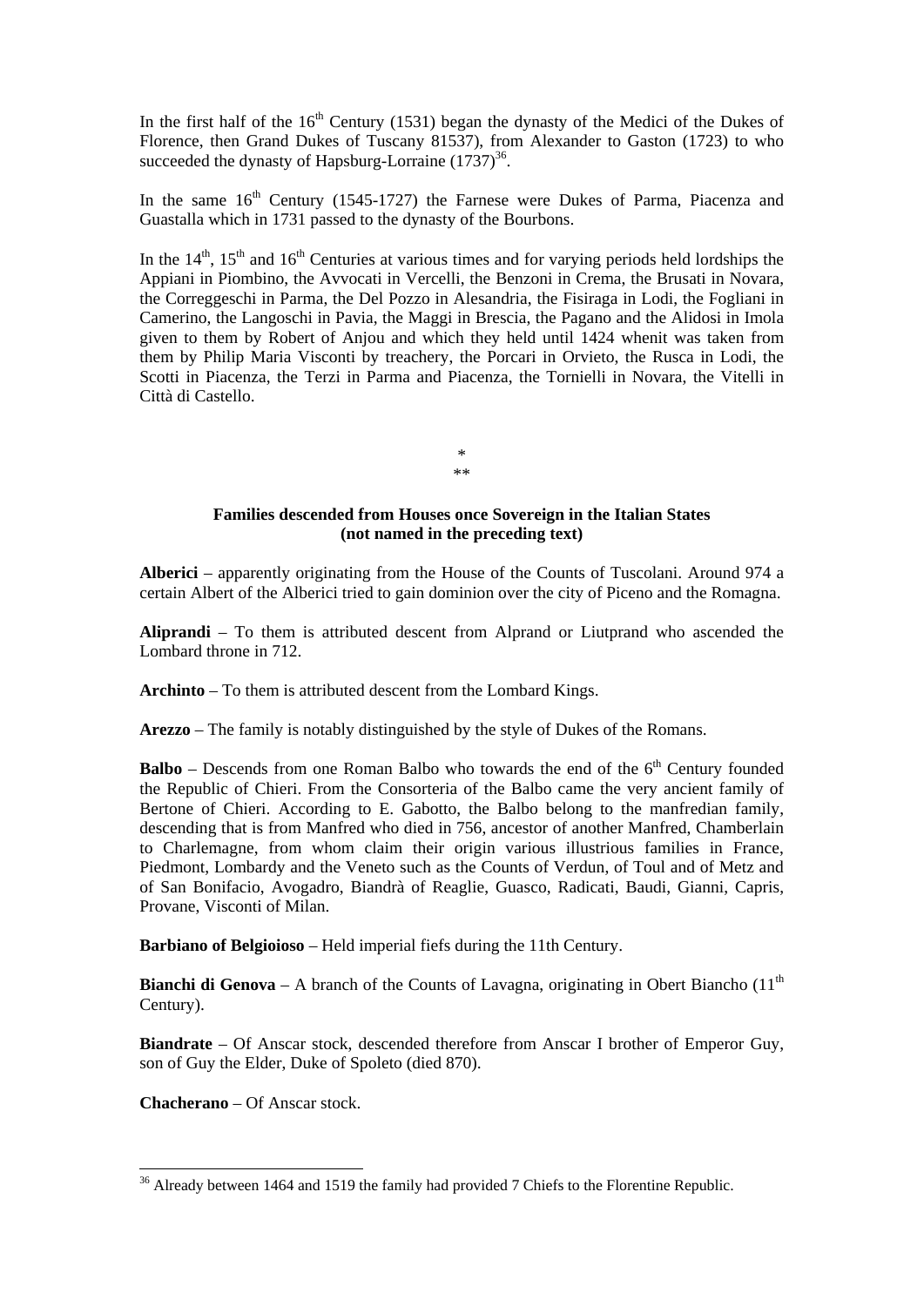In the first half of the 16th Century (1531) began the dynasty of the Medici of the Dukes of Florence, then Grand Dukes of Tuscany 81537), from Alexander to Gaston (1723) to who succeeded the dynasty of Hapsburg-Lorraine (1737)[36].

In the same 16th Century (1545-1727) the Farnese were Dukes of Parma, Piacenza and Guastalla which in 1731 passed to the dynasty of the Bourbons.

In the 14th, 15th and 16th Centuries at various times and for varying periods held lordships the Appiani in Piombino, the Avvocati in Vercelli, the Benzoni in Crema, the Brusati in Novara, the Correggeschi in Parma, the Del Pozzo in Alesandria, the Fisiraga in Lodi, the Fogliani in Camerino, the Langoschi in Pavia, the Maggi in Brescia, the Pagano and the Alidosi in Imola given to them by Robert of Anjou and which they held until 1424 whenit was taken from them by Philip Maria Visconti by treachery, the Porcari in Orvieto, the Rusca in Lodi, the Scotti in Piacenza, the Terzi in Parma and Piacenza, the Tornielli in Novara, the Vitelli in Città di Castello.

*
**

**Families descended from Houses once Sovereign in the Italian States (not named in the preceding text)**

**Alberici** – apparently originating from the House of the Counts of Tuscolani. Around 974 a certain Albert of the Alberici tried to gain dominion over the city of Piceno and the Romagna.

**Aliprandi** – To them is attributed descent from Alprand or Liutprand who ascended the Lombard throne in 712.

**Archinto** – To them is attributed descent from the Lombard Kings.

**Arezzo** – The family is notably distinguished by the style of Dukes of the Romans.

**Balbo** – Descends from one Roman Balbo who towards the end of the 6th Century founded the Republic of Chieri. From the Consorteria of the Balbo came the very ancient family of Bertone of Chieri. According to E. Gabotto, the Balbo belong to the manfredian family, descending that is from Manfred who died in 756, ancestor of another Manfred, Chamberlain to Charlemagne, from whom claim their origin various illustrious families in France, Piedmont, Lombardy and the Veneto such as the Counts of Verdun, of Toul and of Metz and of San Bonifacio, Avogadro, Biandrà of Reaglie, Guasco, Radicati, Baudi, Gianni, Capris, Provane, Visconti of Milan.

**Barbiano of Belgioioso** – Held imperial fiefs during the 11th Century.

**Bianchi di Genova** – A branch of the Counts of Lavagna, originating in Obert Biancho (11th Century).

**Biandrate** – Of Anscar stock, descended therefore from Anscar I brother of Emperor Guy, son of Guy the Elder, Duke of Spoleto (died 870).

**Chacherano** – Of Anscar stock.

[36] Already between 1464 and 1519 the family had provided 7 Chiefs to the Florentine Republic.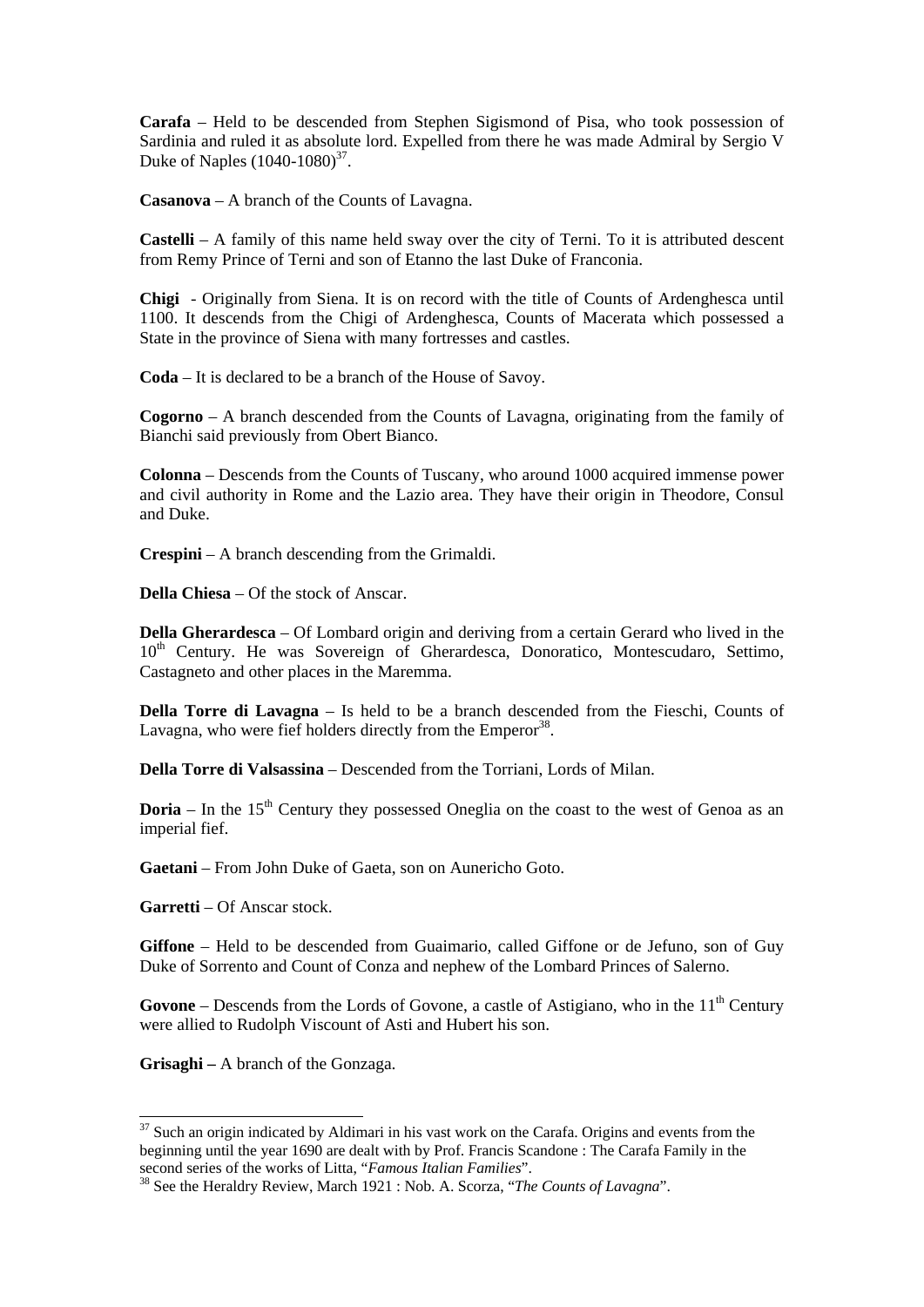**Carafa** – Held to be descended from Stephen Sigismond of Pisa, who took possession of Sardinia and ruled it as absolute lord. Expelled from there he was made Admiral by Sergio V Duke of Naples (1040-1080)[37].

**Casanova** – A branch of the Counts of Lavagna.

**Castelli** – A family of this name held sway over the city of Terni. To it is attributed descent from Remy Prince of Terni and son of Etanno the last Duke of Franconia.

**Chigi** - Originally from Siena. It is on record with the title of Counts of Ardenghesca until 1100. It descends from the Chigi of Ardenghesca, Counts of Macerata which possessed a State in the province of Siena with many fortresses and castles.

**Coda** – It is declared to be a branch of the House of Savoy.

**Cogorno** – A branch descended from the Counts of Lavagna, originating from the family of Bianchi said previously from Obert Bianco.

**Colonna** – Descends from the Counts of Tuscany, who around 1000 acquired immense power and civil authority in Rome and the Lazio area. They have their origin in Theodore, Consul and Duke.

**Crespini** – A branch descending from the Grimaldi.

**Della Chiesa** – Of the stock of Anscar.

**Della Gherardesca** – Of Lombard origin and deriving from a certain Gerard who lived in the 10th Century. He was Sovereign of Gherardesca, Donoratico, Montescudaro, Settimo, Castagneto and other places in the Maremma.

**Della Torre di Lavagna** – Is held to be a branch descended from the Fieschi, Counts of Lavagna, who were fief holders directly from the Emperor[38].

**Della Torre di Valsassina** – Descended from the Torriani, Lords of Milan.

**Doria** – In the 15th Century they possessed Oneglia on the coast to the west of Genoa as an imperial fief.

**Gaetani** – From John Duke of Gaeta, son on Aunericho Goto.

**Garretti** – Of Anscar stock.

**Giffone** – Held to be descended from Guaimario, called Giffone or de Jefuno, son of Guy Duke of Sorrento and Count of Conza and nephew of the Lombard Princes of Salerno.

**Govone** – Descends from the Lords of Govone, a castle of Astigiano, who in the 11th Century were allied to Rudolph Viscount of Asti and Hubert his son.

**Grisaghi –** A branch of the Gonzaga.

---

[37] Such an origin indicated by Aldimari in his vast work on the Carafa. Origins and events from the beginning until the year 1690 are dealt with by Prof. Francis Scandone : The Carafa Family in the second series of the works of Litta, "*Famous Italian Families*".

[38] See the Heraldry Review, March 1921 : Nob. A. Scorza, "*The Counts of Lavagna*".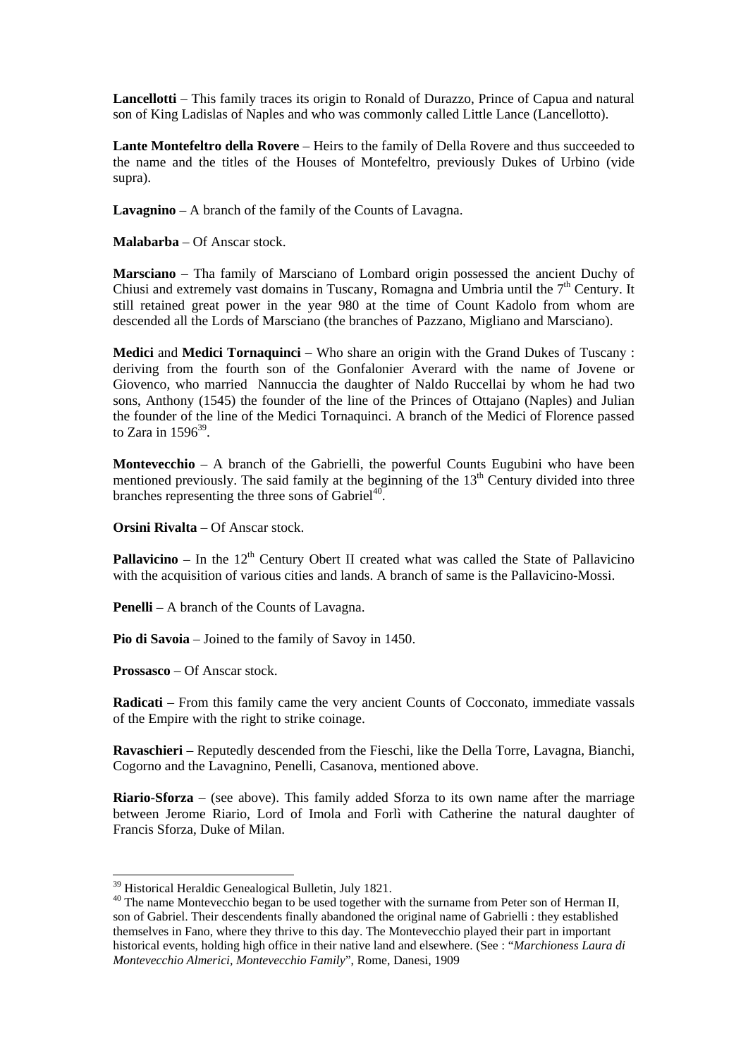**Lancellotti** – This family traces its origin to Ronald of Durazzo, Prince of Capua and natural son of King Ladislas of Naples and who was commonly called Little Lance (Lancellotto).

**Lante Montefeltro della Rovere** – Heirs to the family of Della Rovere and thus succeeded to the name and the titles of the Houses of Montefeltro, previously Dukes of Urbino (vide supra).

**Lavagnino** – A branch of the family of the Counts of Lavagna.

**Malabarba** – Of Anscar stock.

**Marsciano** – Tha family of Marsciano of Lombard origin possessed the ancient Duchy of Chiusi and extremely vast domains in Tuscany, Romagna and Umbria until the 7th Century. It still retained great power in the year 980 at the time of Count Kadolo from whom are descended all the Lords of Marsciano (the branches of Pazzano, Migliano and Marsciano).

**Medici** and **Medici Tornaquinci** – Who share an origin with the Grand Dukes of Tuscany : deriving from the fourth son of the Gonfalonier Averard with the name of Jovene or Giovenco, who married Nannuccia the daughter of Naldo Ruccellai by whom he had two sons, Anthony (1545) the founder of the line of the Princes of Ottajano (Naples) and Julian the founder of the line of the Medici Tornaquinci. A branch of the Medici of Florence passed to Zara in 1596[39].

**Montevecchio** – A branch of the Gabrielli, the powerful Counts Eugubini who have been mentioned previously. The said family at the beginning of the 13th Century divided into three branches representing the three sons of Gabriel[40].

**Orsini Rivalta** – Of Anscar stock.

**Pallavicino** – In the 12th Century Obert II created what was called the State of Pallavicino with the acquisition of various cities and lands. A branch of same is the Pallavicino-Mossi.

**Penelli** – A branch of the Counts of Lavagna.

**Pio di Savoia** – Joined to the family of Savoy in 1450.

**Prossasco** – Of Anscar stock.

**Radicati** – From this family came the very ancient Counts of Cocconato, immediate vassals of the Empire with the right to strike coinage.

**Ravaschieri** – Reputedly descended from the Fieschi, like the Della Torre, Lavagna, Bianchi, Cogorno and the Lavagnino, Penelli, Casanova, mentioned above.

**Riario-Sforza** – (see above). This family added Sforza to its own name after the marriage between Jerome Riario, Lord of Imola and Forlì with Catherine the natural daughter of Francis Sforza, Duke of Milan.

---

[39] Historical Heraldic Genealogical Bulletin, July 1821.

[40] The name Montevecchio began to be used together with the surname from Peter son of Herman II, son of Gabriel. Their descendents finally abandoned the original name of Gabrielli : they established themselves in Fano, where they thrive to this day. The Montevecchio played their part in important historical events, holding high office in their native land and elsewhere. (See : "*Marchioness Laura di Montevecchio Almerici, Montevecchio Family*", Rome, Danesi, 1909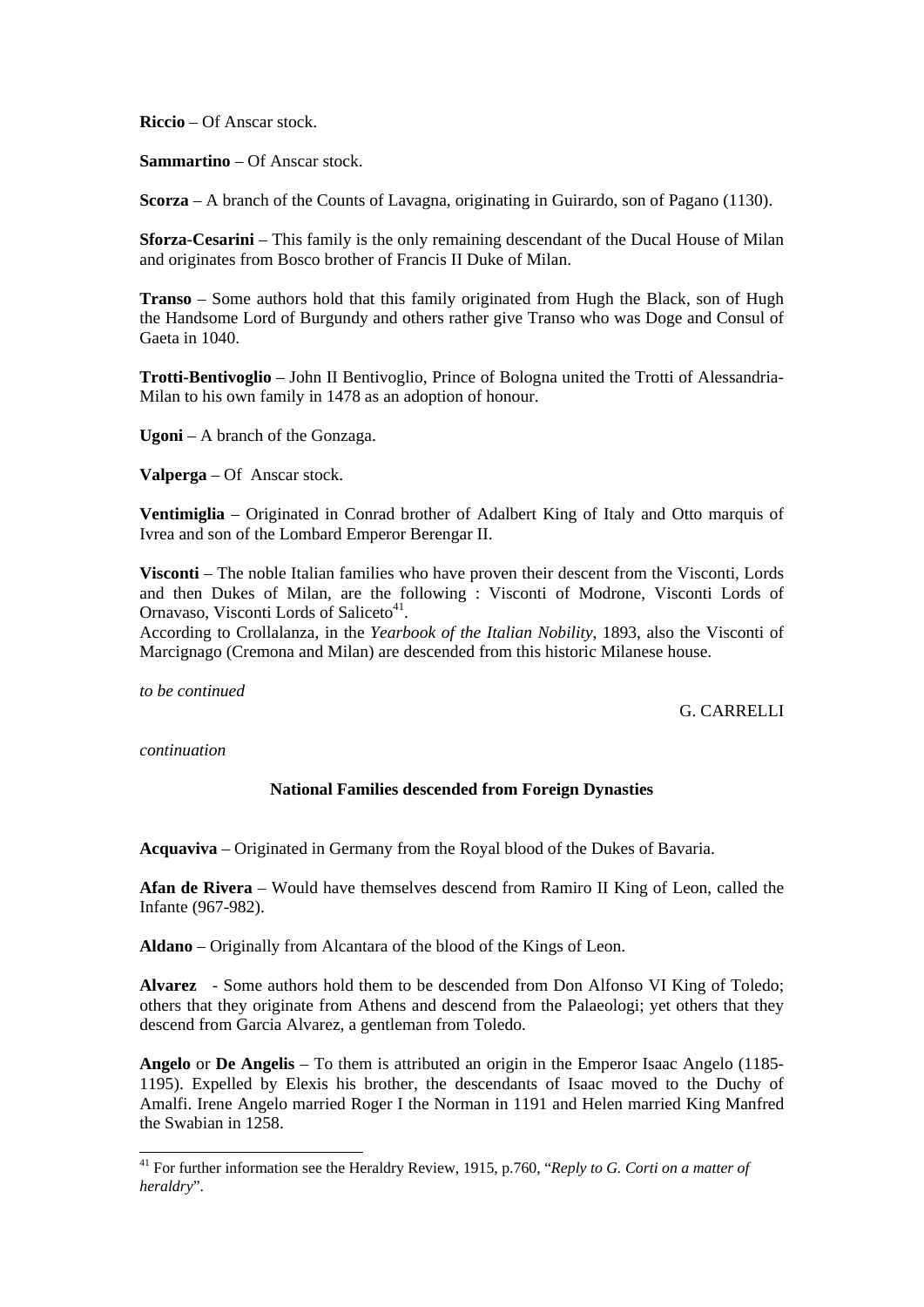**Riccio** – Of Anscar stock.

**Sammartino** – Of Anscar stock.

**Scorza** – A branch of the Counts of Lavagna, originating in Guirardo, son of Pagano (1130).

**Sforza-Cesarini** – This family is the only remaining descendant of the Ducal House of Milan and originates from Bosco brother of Francis II Duke of Milan.

**Transo** – Some authors hold that this family originated from Hugh the Black, son of Hugh the Handsome Lord of Burgundy and others rather give Transo who was Doge and Consul of Gaeta in 1040.

**Trotti-Bentivoglio** – John II Bentivoglio, Prince of Bologna united the Trotti of Alessandria-Milan to his own family in 1478 as an adoption of honour.

**Ugoni** – A branch of the Gonzaga.

**Valperga** – Of Anscar stock.

**Ventimiglia** – Originated in Conrad brother of Adalbert King of Italy and Otto marquis of Ivrea and son of the Lombard Emperor Berengar II.

**Visconti** – The noble Italian families who have proven their descent from the Visconti, Lords and then Dukes of Milan, are the following : Visconti of Modrone, Visconti Lords of Ornavaso, Visconti Lords of Saliceto[41].
According to Crollalanza, in the *Yearbook of the Italian Nobility*, 1893, also the Visconti of Marcignago (Cremona and Milan) are descended from this historic Milanese house.

*to be continued*

G. CARRELLI

*continuation*

### National Families descended from Foreign Dynasties

**Acquaviva** – Originated in Germany from the Royal blood of the Dukes of Bavaria.

**Afan de Rivera** – Would have themselves descend from Ramiro II King of Leon, called the Infante (967-982).

**Aldano** – Originally from Alcantara of the blood of the Kings of Leon.

**Alvarez** - Some authors hold them to be descended from Don Alfonso VI King of Toledo; others that they originate from Athens and descend from the Palaeologi; yet others that they descend from Garcia Alvarez, a gentleman from Toledo.

**Angelo** or **De Angelis** – To them is attributed an origin in the Emperor Isaac Angelo (1185-1195). Expelled by Elexis his brother, the descendants of Isaac moved to the Duchy of Amalfi. Irene Angelo married Roger I the Norman in 1191 and Helen married King Manfred the Swabian in 1258.

---

[41] For further information see the Heraldry Review, 1915, p.760, "*Reply to G. Corti on a matter of heraldry*".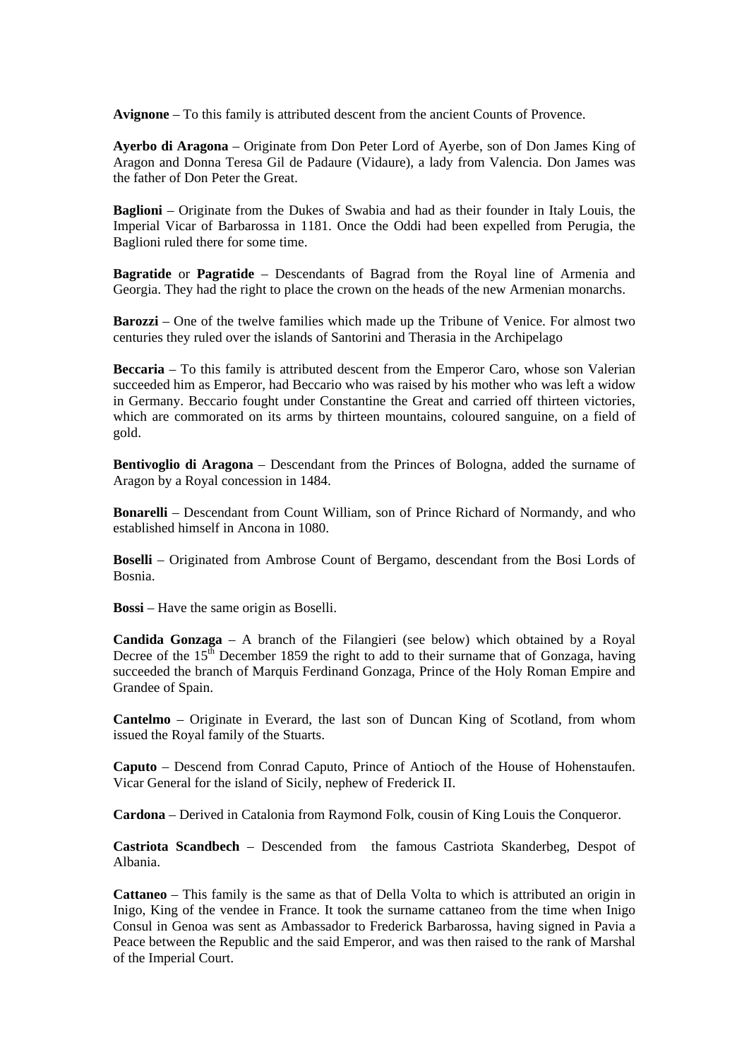**Avignone** – To this family is attributed descent from the ancient Counts of Provence.

**Ayerbo di Aragona** – Originate from Don Peter Lord of Ayerbe, son of Don James King of Aragon and Donna Teresa Gil de Padaure (Vidaure), a lady from Valencia. Don James was the father of Don Peter the Great.

**Baglioni** – Originate from the Dukes of Swabia and had as their founder in Italy Louis, the Imperial Vicar of Barbarossa in 1181. Once the Oddi had been expelled from Perugia, the Baglioni ruled there for some time.

**Bagratide** or **Pagratide** – Descendants of Bagrad from the Royal line of Armenia and Georgia. They had the right to place the crown on the heads of the new Armenian monarchs.

**Barozzi** – One of the twelve families which made up the Tribune of Venice. For almost two centuries they ruled over the islands of Santorini and Therasia in the Archipelago

**Beccaria** – To this family is attributed descent from the Emperor Caro, whose son Valerian succeeded him as Emperor, had Beccario who was raised by his mother who was left a widow in Germany. Beccario fought under Constantine the Great and carried off thirteen victories, which are commorated on its arms by thirteen mountains, coloured sanguine, on a field of gold.

**Bentivoglio di Aragona** – Descendant from the Princes of Bologna, added the surname of Aragon by a Royal concession in 1484.

**Bonarelli** – Descendant from Count William, son of Prince Richard of Normandy, and who established himself in Ancona in 1080.

**Boselli** – Originated from Ambrose Count of Bergamo, descendant from the Bosi Lords of Bosnia.

**Bossi** – Have the same origin as Boselli.

**Candida Gonzaga** – A branch of the Filangieri (see below) which obtained by a Royal Decree of the 15th December 1859 the right to add to their surname that of Gonzaga, having succeeded the branch of Marquis Ferdinand Gonzaga, Prince of the Holy Roman Empire and Grandee of Spain.

**Cantelmo** – Originate in Everard, the last son of Duncan King of Scotland, from whom issued the Royal family of the Stuarts.

**Caputo** – Descend from Conrad Caputo, Prince of Antioch of the House of Hohenstaufen. Vicar General for the island of Sicily, nephew of Frederick II.

**Cardona** – Derived in Catalonia from Raymond Folk, cousin of King Louis the Conqueror.

**Castriota Scandbech** – Descended from the famous Castriota Skanderbeg, Despot of Albania.

**Cattaneo** – This family is the same as that of Della Volta to which is attributed an origin in Inigo, King of the vendee in France. It took the surname cattaneo from the time when Inigo Consul in Genoa was sent as Ambassador to Frederick Barbarossa, having signed in Pavia a Peace between the Republic and the said Emperor, and was then raised to the rank of Marshal of the Imperial Court.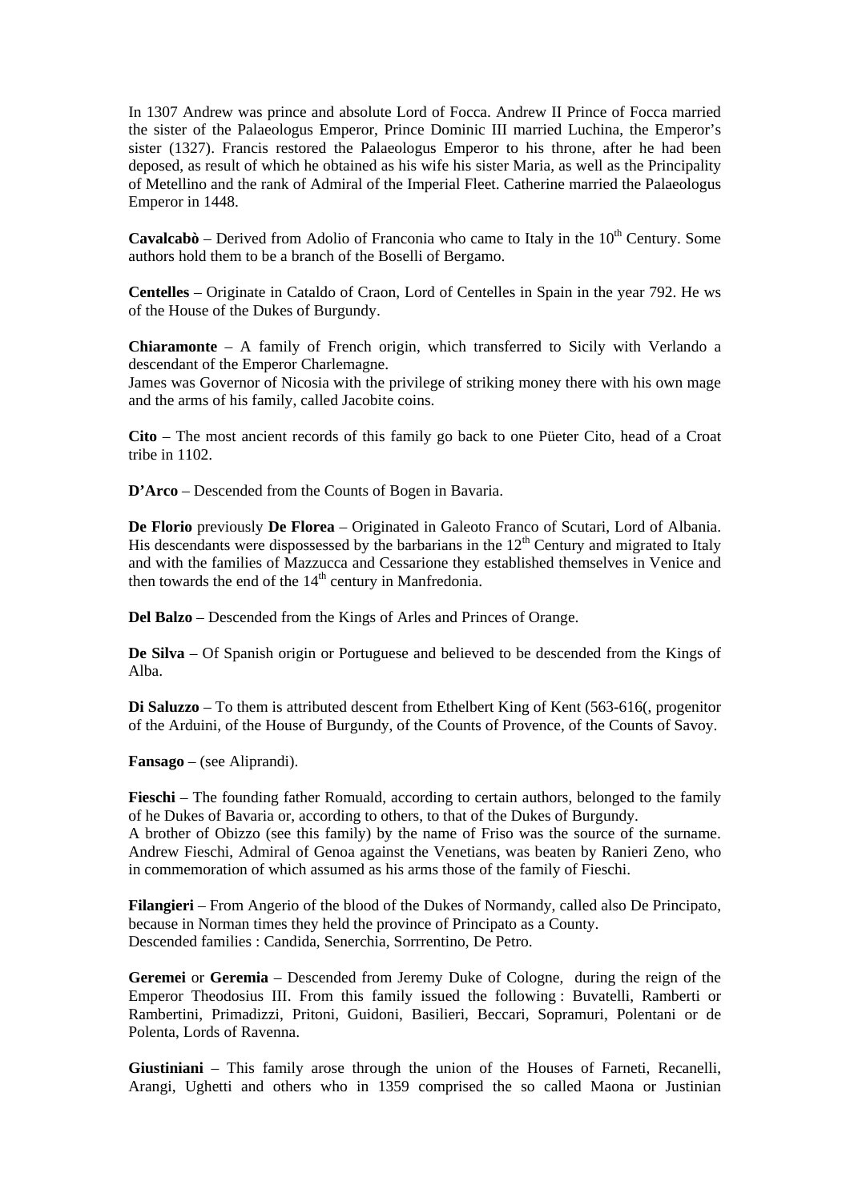In 1307 Andrew was prince and absolute Lord of Focca. Andrew II Prince of Focca married the sister of the Palaeologus Emperor, Prince Dominic III married Luchina, the Emperor's sister (1327). Francis restored the Palaeologus Emperor to his throne, after he had been deposed, as result of which he obtained as his wife his sister Maria, as well as the Principality of Metellino and the rank of Admiral of the Imperial Fleet. Catherine married the Palaeologus Emperor in 1448.

**Cavalcabò** – Derived from Adolio of Franconia who came to Italy in the 10th Century. Some authors hold them to be a branch of the Boselli of Bergamo.

**Centelles** – Originate in Cataldo of Craon, Lord of Centelles in Spain in the year 792. He ws of the House of the Dukes of Burgundy.

**Chiaramonte** – A family of French origin, which transferred to Sicily with Verlando a descendant of the Emperor Charlemagne.
James was Governor of Nicosia with the privilege of striking money there with his own mage and the arms of his family, called Jacobite coins.

**Cito** – The most ancient records of this family go back to one Püeter Cito, head of a Croat tribe in 1102.

**D'Arco** – Descended from the Counts of Bogen in Bavaria.

**De Florio** previously **De Florea** – Originated in Galeoto Franco of Scutari, Lord of Albania. His descendants were dispossessed by the barbarians in the 12th Century and migrated to Italy and with the families of Mazzucca and Cessarione they established themselves in Venice and then towards the end of the 14th century in Manfredonia.

**Del Balzo** – Descended from the Kings of Arles and Princes of Orange.

**De Silva** – Of Spanish origin or Portuguese and believed to be descended from the Kings of Alba.

**Di Saluzzo** – To them is attributed descent from Ethelbert King of Kent (563-616(, progenitor of the Arduini, of the House of Burgundy, of the Counts of Provence, of the Counts of Savoy.

**Fansago** – (see Aliprandi).

**Fieschi** – The founding father Romuald, according to certain authors, belonged to the family of he Dukes of Bavaria or, according to others, to that of the Dukes of Burgundy.
A brother of Obizzo (see this family) by the name of Friso was the source of the surname. Andrew Fieschi, Admiral of Genoa against the Venetians, was beaten by Ranieri Zeno, who in commemoration of which assumed as his arms those of the family of Fieschi.

**Filangieri** – From Angerio of the blood of the Dukes of Normandy, called also De Principato, because in Norman times they held the province of Principato as a County.
Descended families : Candida, Senerchia, Sorrrentino, De Petro.

**Geremei** or **Geremia** – Descended from Jeremy Duke of Cologne, during the reign of the Emperor Theodosius III. From this family issued the following : Buvatelli, Ramberti or Rambertini, Primadizzi, Pritoni, Guidoni, Basilieri, Beccari, Sopramuri, Polentani or de Polenta, Lords of Ravenna.

**Giustiniani** – This family arose through the union of the Houses of Farneti, Recanelli, Arangi, Ughetti and others who in 1359 comprised the so called Maona or Justinian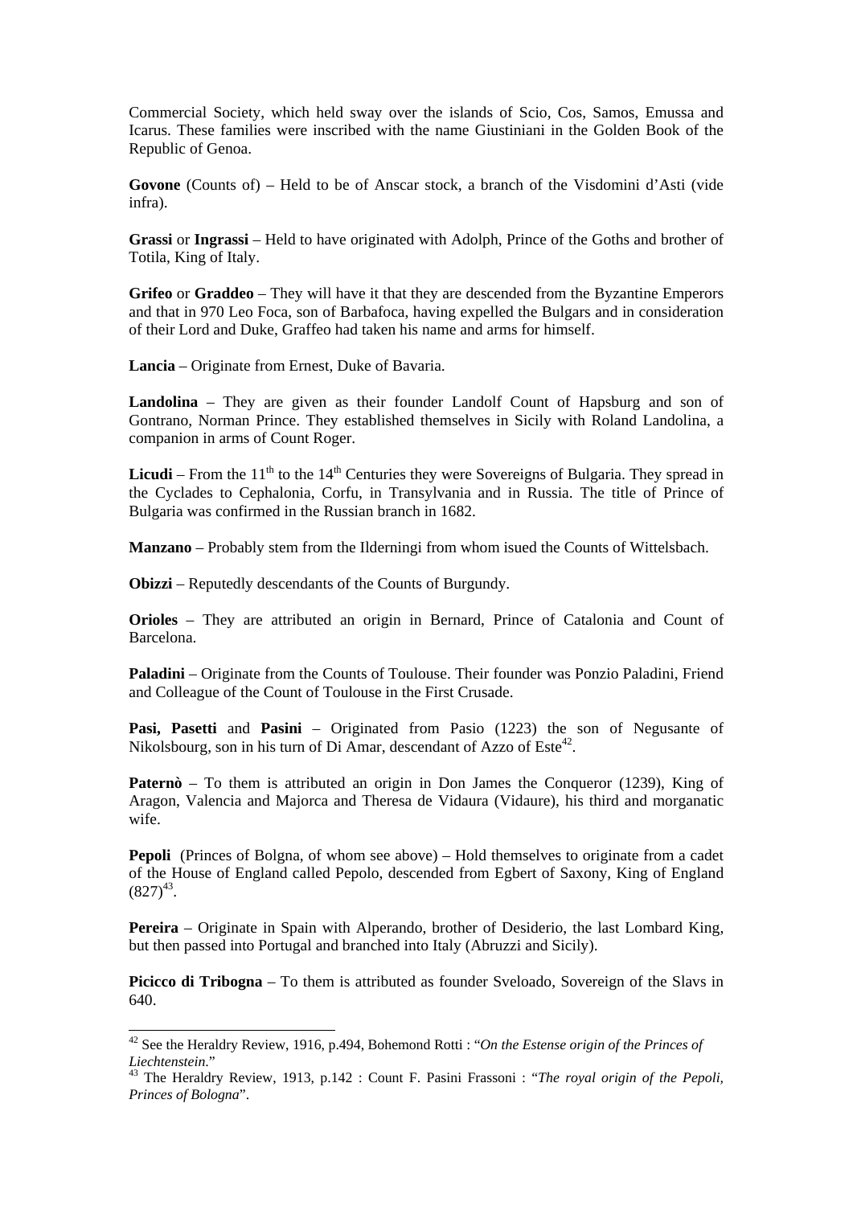Commercial Society, which held sway over the islands of Scio, Cos, Samos, Emussa and Icarus. These families were inscribed with the name Giustiniani in the Golden Book of the Republic of Genoa.

**Govone** (Counts of) – Held to be of Anscar stock, a branch of the Visdomini d'Asti (vide infra).

**Grassi** or **Ingrassi** – Held to have originated with Adolph, Prince of the Goths and brother of Totila, King of Italy.

**Grifeo** or **Graddeo** – They will have it that they are descended from the Byzantine Emperors and that in 970 Leo Foca, son of Barbafoca, having expelled the Bulgars and in consideration of their Lord and Duke, Graffeo had taken his name and arms for himself.

**Lancia** – Originate from Ernest, Duke of Bavaria.

**Landolina** – They are given as their founder Landolf Count of Hapsburg and son of Gontrano, Norman Prince. They established themselves in Sicily with Roland Landolina, a companion in arms of Count Roger.

**Licudi** – From the 11th to the 14th Centuries they were Sovereigns of Bulgaria. They spread in the Cyclades to Cephalonia, Corfu, in Transylvania and in Russia. The title of Prince of Bulgaria was confirmed in the Russian branch in 1682.

**Manzano** – Probably stem from the Ilderningi from whom isued the Counts of Wittelsbach.

**Obizzi** – Reputedly descendants of the Counts of Burgundy.

**Orioles** – They are attributed an origin in Bernard, Prince of Catalonia and Count of Barcelona.

**Paladini** – Originate from the Counts of Toulouse. Their founder was Ponzio Paladini, Friend and Colleague of the Count of Toulouse in the First Crusade.

**Pasi, Pasetti** and **Pasini** – Originated from Pasio (1223) the son of Negusante of Nikolsbourg, son in his turn of Di Amar, descendant of Azzo of Este[42].

**Paternò** – To them is attributed an origin in Don James the Conqueror (1239), King of Aragon, Valencia and Majorca and Theresa de Vidaura (Vidaure), his third and morganatic wife.

**Pepoli** (Princes of Bolgna, of whom see above) – Hold themselves to originate from a cadet of the House of England called Pepolo, descended from Egbert of Saxony, King of England (827)[43].

**Pereira** – Originate in Spain with Alperando, brother of Desiderio, the last Lombard King, but then passed into Portugal and branched into Italy (Abruzzi and Sicily).

**Picicco di Tribogna** – To them is attributed as founder Sveloado, Sovereign of the Slavs in 640.

---

[42] See the Heraldry Review, 1916, p.494, Bohemond Rotti : "*On the Estense origin of the Princes of Liechtenstein.*"

[43] The Heraldry Review, 1913, p.142 : Count F. Pasini Frassoni : "*The royal origin of the Pepoli, Princes of Bologna*".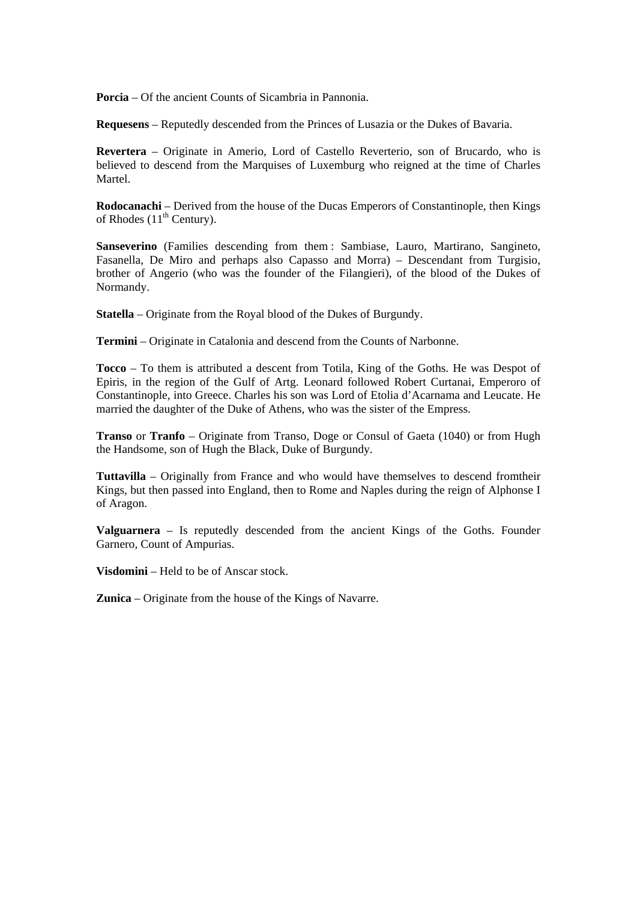**Porcia** – Of the ancient Counts of Sicambria in Pannonia.

**Requesens** – Reputedly descended from the Princes of Lusazia or the Dukes of Bavaria.

**Revertera** – Originate in Amerio, Lord of Castello Reverterio, son of Brucardo, who is believed to descend from the Marquises of Luxemburg who reigned at the time of Charles Martel.

**Rodocanachi** – Derived from the house of the Ducas Emperors of Constantinople, then Kings of Rhodes (11th Century).

**Sanseverino** (Families descending from them : Sambiase, Lauro, Martirano, Sangineto, Fasanella, De Miro and perhaps also Capasso and Morra) – Descendant from Turgisio, brother of Angerio (who was the founder of the Filangieri), of the blood of the Dukes of Normandy.

**Statella** – Originate from the Royal blood of the Dukes of Burgundy.

**Termini** – Originate in Catalonia and descend from the Counts of Narbonne.

**Tocco** – To them is attributed a descent from Totila, King of the Goths. He was Despot of Epiris, in the region of the Gulf of Artg. Leonard followed Robert Curtanai, Emperoro of Constantinople, into Greece. Charles his son was Lord of Etolia d'Acarnama and Leucate. He married the daughter of the Duke of Athens, who was the sister of the Empress.

**Transo** or **Tranfo** – Originate from Transo, Doge or Consul of Gaeta (1040) or from Hugh the Handsome, son of Hugh the Black, Duke of Burgundy.

**Tuttavilla** – Originally from France and who would have themselves to descend fromtheir Kings, but then passed into England, then to Rome and Naples during the reign of Alphonse I of Aragon.

**Valguarnera** – Is reputedly descended from the ancient Kings of the Goths. Founder Garnero, Count of Ampurias.

**Visdomini** – Held to be of Anscar stock.

**Zunica** – Originate from the house of the Kings of Navarre.